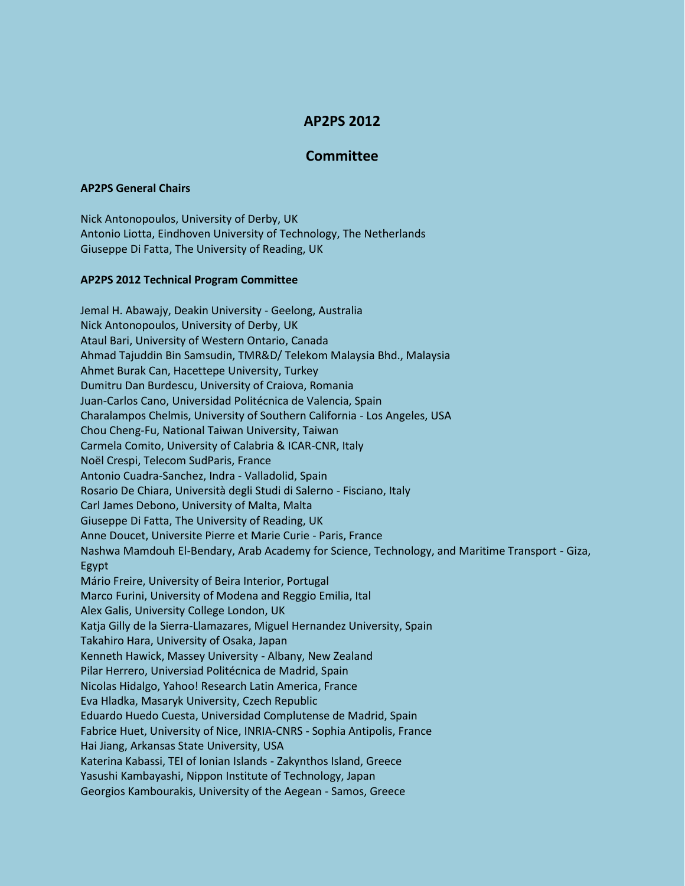# AP2PS 2012

## Committee

### AP2PS General Chairs

Nick Antonopoulos, University of Derby, UK
Antonio Liotta, Eindhoven University of Technology, The Netherlands
Giuseppe Di Fatta, The University of Reading, UK

### AP2PS 2012 Technical Program Committee

Jemal H. Abawajy, Deakin University - Geelong, Australia
Nick Antonopoulos, University of Derby, UK
Ataul Bari, University of Western Ontario, Canada
Ahmad Tajuddin Bin Samsudin, TMR&D/ Telekom Malaysia Bhd., Malaysia
Ahmet Burak Can, Hacettepe University, Turkey
Dumitru Dan Burdescu, University of Craiova, Romania
Juan-Carlos Cano, Universidad Politécnica de Valencia, Spain
Charalampos Chelmis, University of Southern California - Los Angeles, USA
Chou Cheng-Fu, National Taiwan University, Taiwan
Carmela Comito, University of Calabria & ICAR-CNR, Italy
Noël Crespi, Telecom SudParis, France
Antonio Cuadra-Sanchez, Indra - Valladolid, Spain
Rosario De Chiara, Università degli Studi di Salerno - Fisciano, Italy
Carl James Debono, University of Malta, Malta
Giuseppe Di Fatta, The University of Reading, UK
Anne Doucet, Universite Pierre et Marie Curie - Paris, France
Nashwa Mamdouh El-Bendary, Arab Academy for Science, Technology, and Maritime Transport - Giza, Egypt
Mário Freire, University of Beira Interior, Portugal
Marco Furini, University of Modena and Reggio Emilia, Ital
Alex Galis, University College London, UK
Katja Gilly de la Sierra-Llamazares, Miguel Hernandez University, Spain
Takahiro Hara, University of Osaka, Japan
Kenneth Hawick, Massey University - Albany, New Zealand
Pilar Herrero, Universiad Politécnica de Madrid, Spain
Nicolas Hidalgo, Yahoo! Research Latin America, France
Eva Hladka, Masaryk University, Czech Republic
Eduardo Huedo Cuesta, Universidad Complutense de Madrid, Spain
Fabrice Huet, University of Nice, INRIA-CNRS - Sophia Antipolis, France
Hai Jiang, Arkansas State University, USA
Katerina Kabassi, TEI of Ionian Islands - Zakynthos Island, Greece
Yasushi Kambayashi, Nippon Institute of Technology, Japan
Georgios Kambourakis, University of the Aegean - Samos, Greece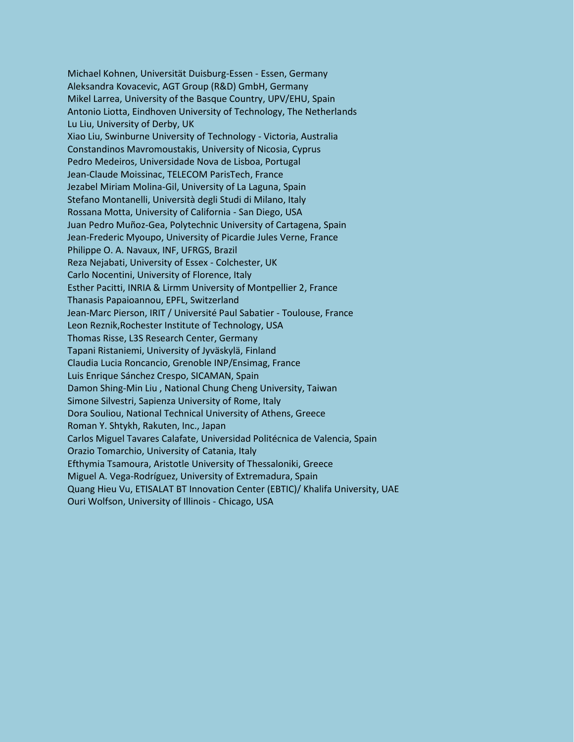Michael Kohnen, Universität Duisburg-Essen - Essen, Germany
Aleksandra Kovacevic, AGT Group (R&D) GmbH, Germany
Mikel Larrea, University of the Basque Country, UPV/EHU, Spain
Antonio Liotta, Eindhoven University of Technology, The Netherlands
Lu Liu, University of Derby, UK
Xiao Liu, Swinburne University of Technology - Victoria, Australia
Constandinos Mavromoustakis, University of Nicosia, Cyprus
Pedro Medeiros, Universidade Nova de Lisboa, Portugal
Jean-Claude Moissinac, TELECOM ParisTech, France
Jezabel Miriam Molina-Gil, University of La Laguna, Spain
Stefano Montanelli, Università degli Studi di Milano, Italy
Rossana Motta, University of California - San Diego, USA
Juan Pedro Muñoz-Gea, Polytechnic University of Cartagena, Spain
Jean-Frederic Myoupo, University of Picardie Jules Verne, France
Philippe O. A. Navaux, INF, UFRGS, Brazil
Reza Nejabati, University of Essex - Colchester, UK
Carlo Nocentini, University of Florence, Italy
Esther Pacitti, INRIA & Lirmm University of Montpellier 2, France
Thanasis Papaioannou, EPFL, Switzerland
Jean-Marc Pierson, IRIT / Université Paul Sabatier - Toulouse, France
Leon Reznik,Rochester Institute of Technology, USA
Thomas Risse, L3S Research Center, Germany
Tapani Ristaniemi, University of Jyväskylä, Finland
Claudia Lucia Roncancio, Grenoble INP/Ensimag, France
Luis Enrique Sánchez Crespo, SICAMAN, Spain
Damon Shing-Min Liu , National Chung Cheng University, Taiwan
Simone Silvestri, Sapienza University of Rome, Italy
Dora Souliou, National Technical University of Athens, Greece
Roman Y. Shtykh, Rakuten, Inc., Japan
Carlos Miguel Tavares Calafate, Universidad Politécnica de Valencia, Spain
Orazio Tomarchio, University of Catania, Italy
Efthymia Tsamoura, Aristotle University of Thessaloniki, Greece
Miguel A. Vega-Rodríguez, University of Extremadura, Spain
Quang Hieu Vu, ETISALAT BT Innovation Center (EBTIC)/ Khalifa University, UAE
Ouri Wolfson, University of Illinois - Chicago, USA